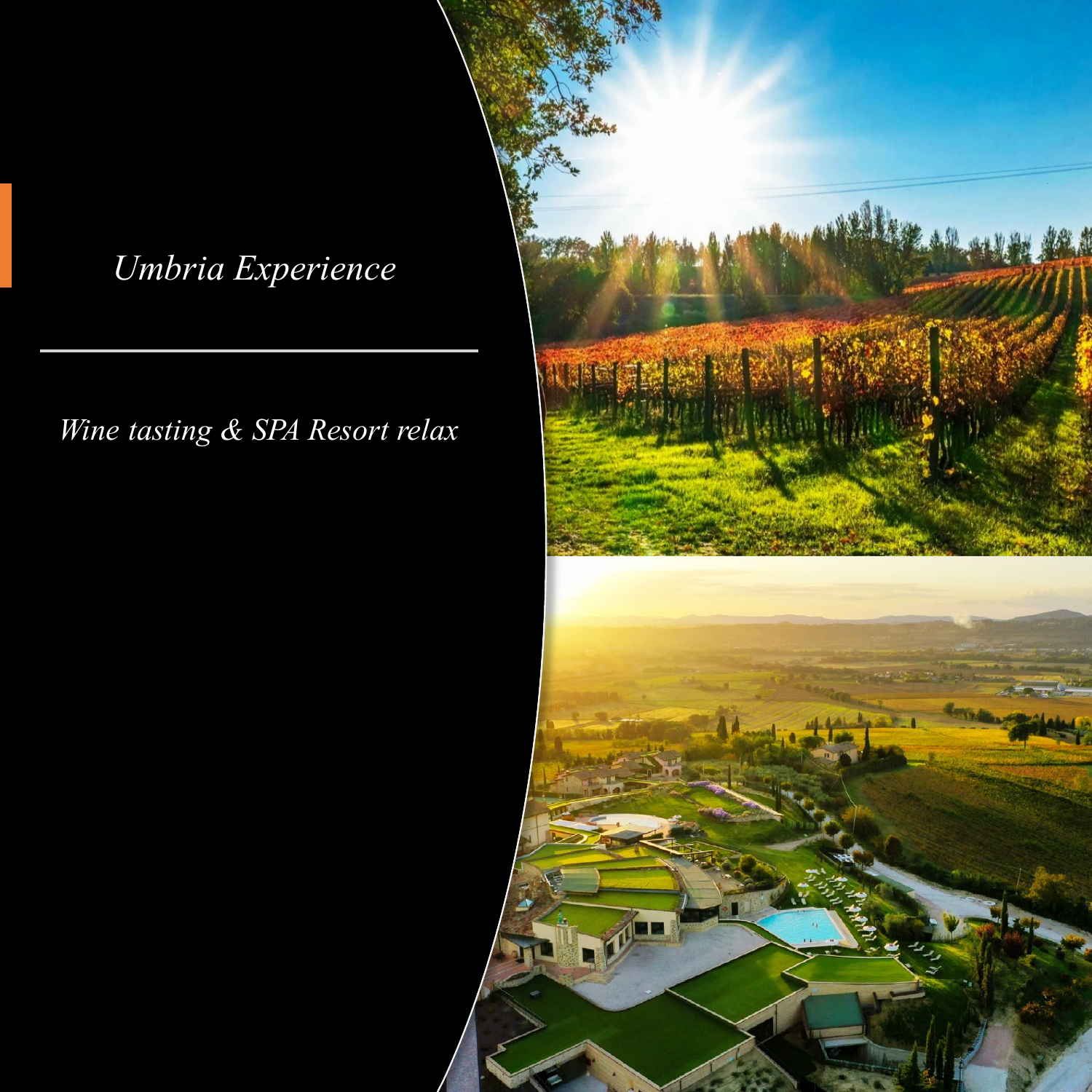# *Umbria Experience*

*Wine tasting & SPA Resort relax*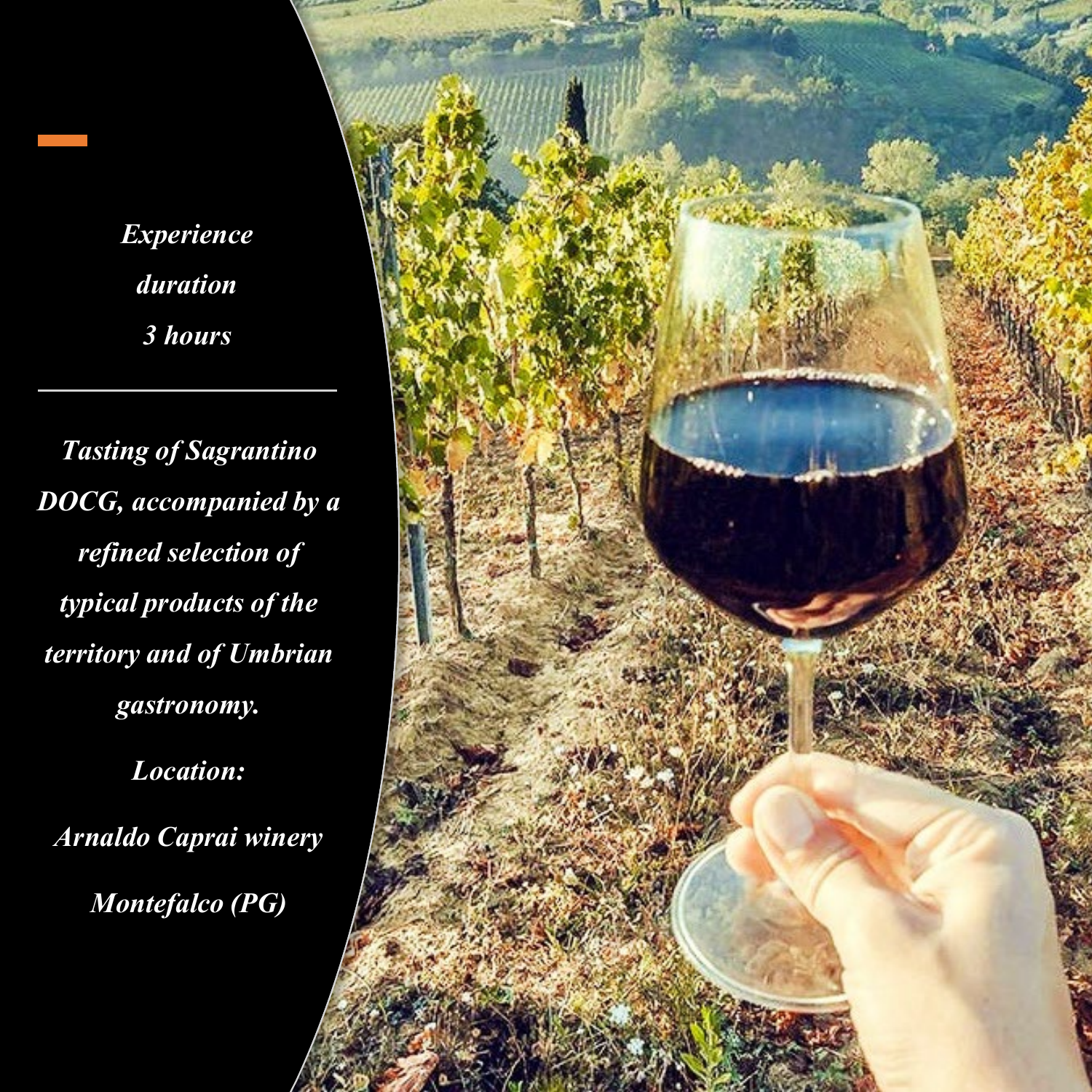*Experience duration 3 hours*

---

*Tasting of Sagrantino DOCG, accompanied by a refined selection of typical products of the territory and of Umbrian gastronomy.*

*Location:*

*Arnaldo Caprai winery*

*Montefalco (PG)*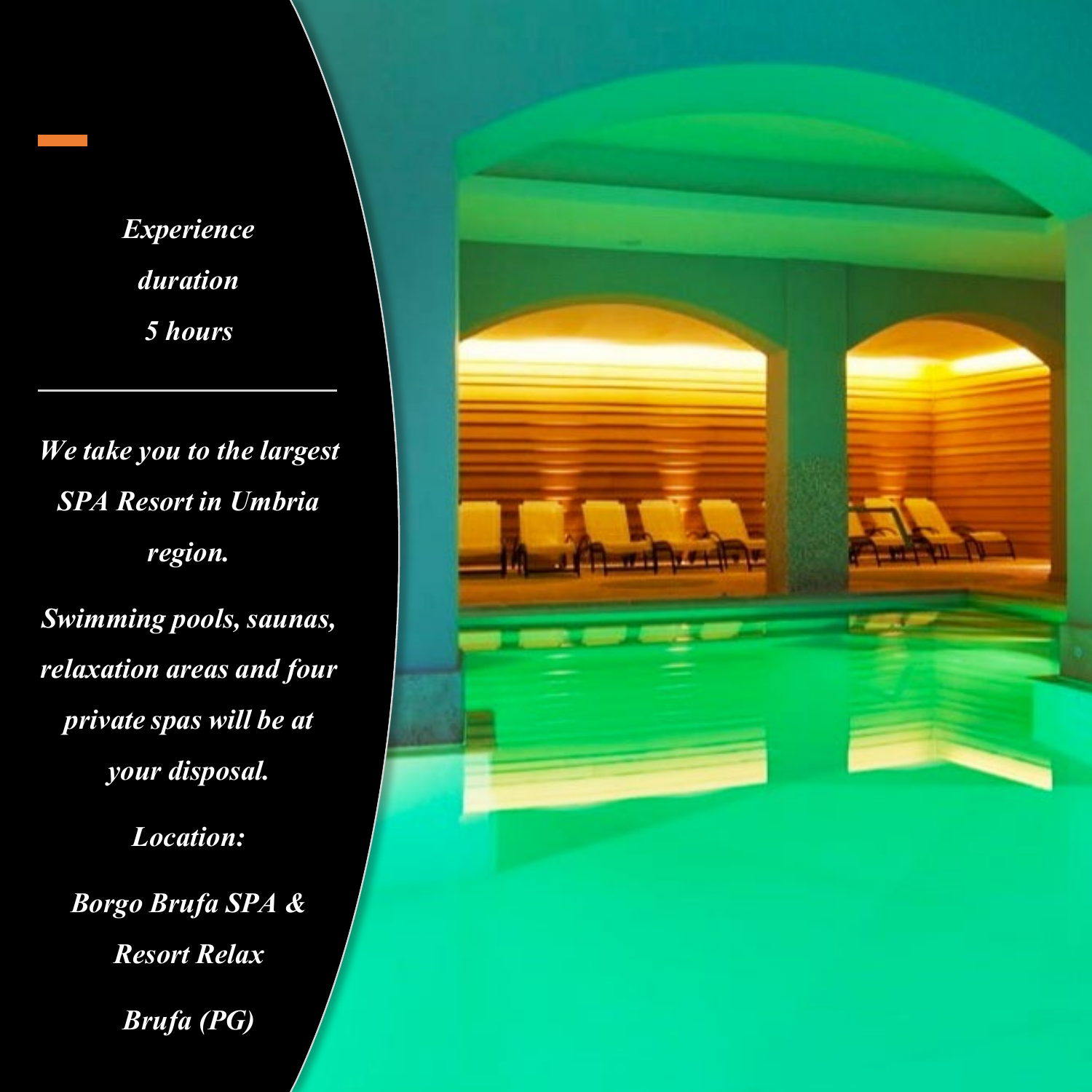*Experience duration 5 hours*

---

***We take you to the largest SPA Resort in Umbria region.***

***Swimming pools, saunas, relaxation areas and four private spas will be at your disposal.***

***Location:***

***Borgo Brufa SPA & Resort Relax***

***Brufa (PG)***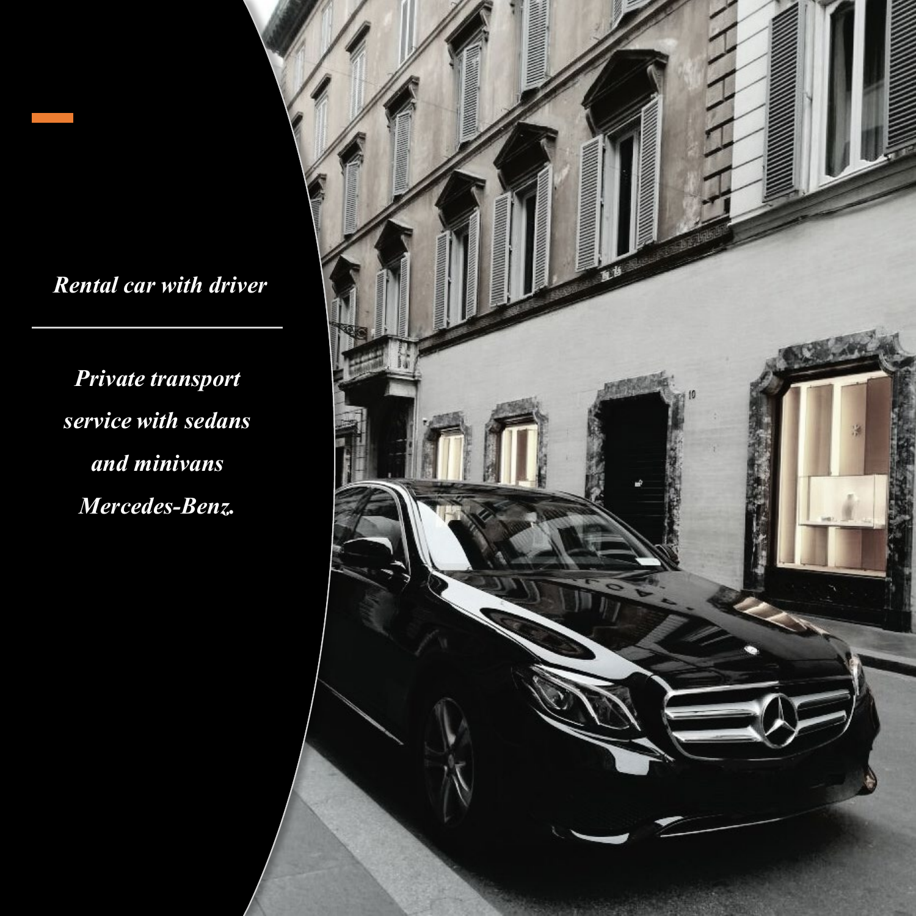*Rental car with driver*

---

*Private transport service with sedans and minivans Mercedes-Benz.*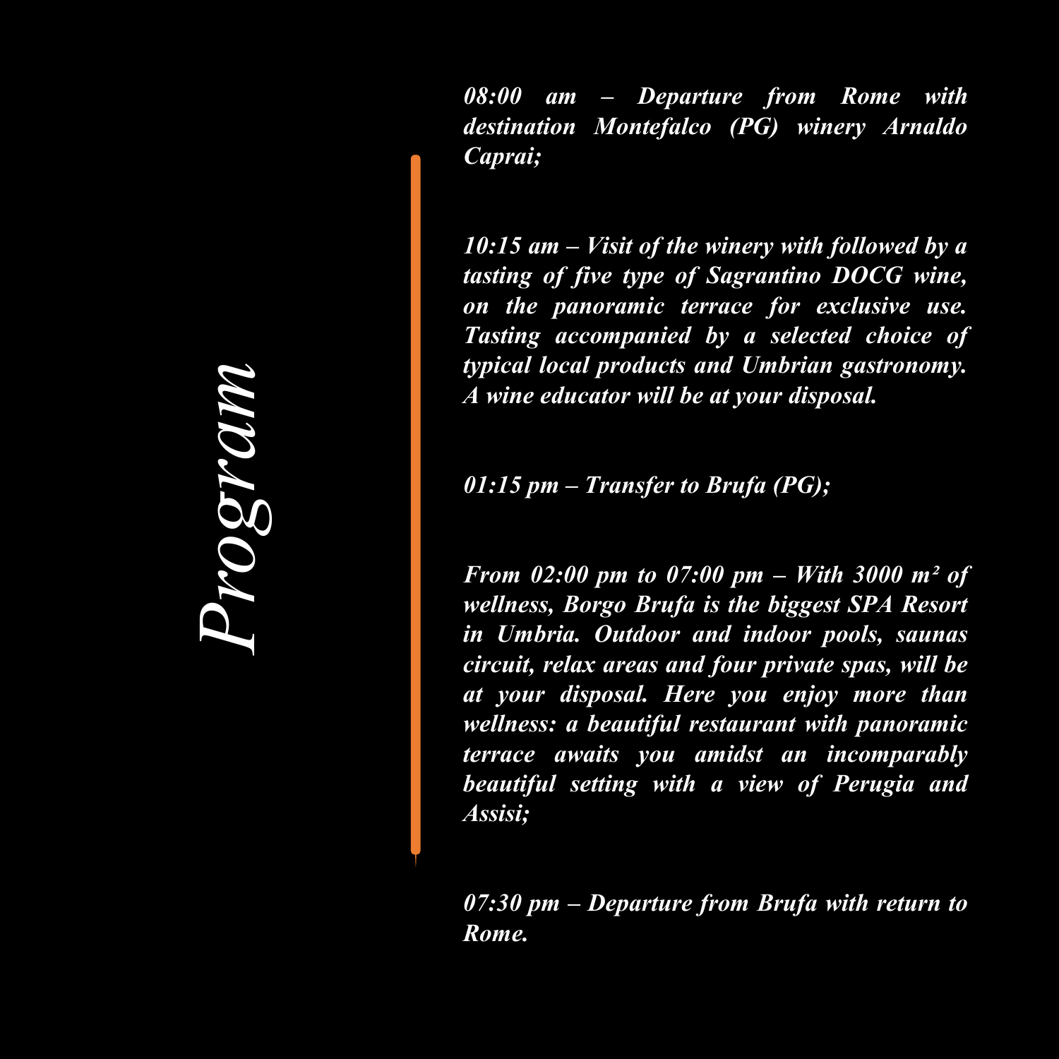# *Program*

***08:00 am – Departure from Rome with destination Montefalco (PG) winery Arnaldo Caprai;***

***10:15 am – Visit of the winery with followed by a tasting of five type of Sagrantino DOCG wine, on the panoramic terrace for exclusive use. Tasting accompanied by a selected choice of typical local products and Umbrian gastronomy. A wine educator will be at your disposal.***

***01:15 pm – Transfer to Brufa (PG);***

***From 02:00 pm to 07:00 pm – With 3000 m² of wellness, Borgo Brufa is the biggest SPA Resort in Umbria. Outdoor and indoor pools, saunas circuit, relax areas and four private spas, will be at your disposal. Here you enjoy more than wellness: a beautiful restaurant with panoramic terrace awaits you amidst an incomparably beautiful setting with a view of Perugia and Assisi;***

***07:30 pm – Departure from Brufa with return to Rome.***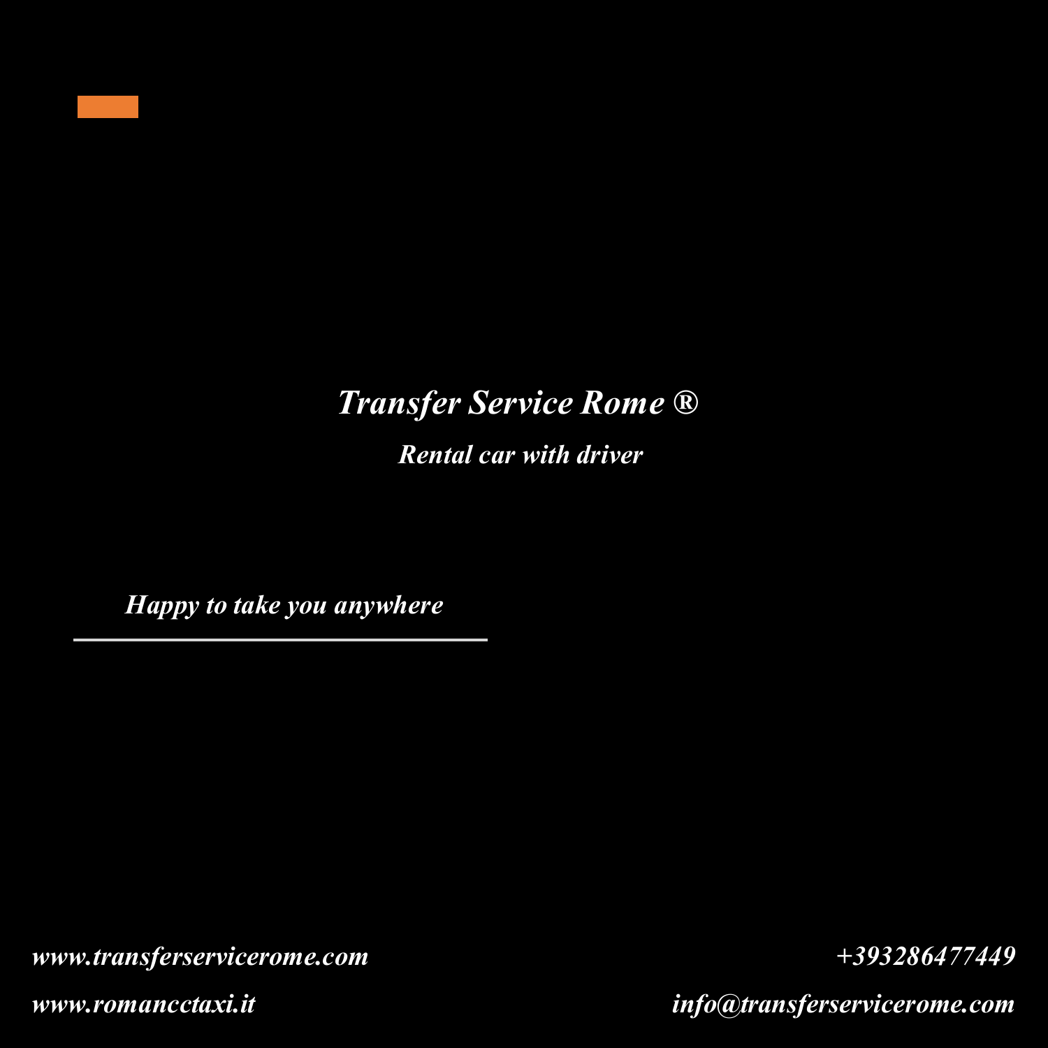# *Transfer Service Rome ®*

***Rental car with driver***

***Happy to take you anywhere***

***www.transferservicerome.com***

***www.romancctaxi.it***

***+393286477449***

***info@transferservicerome.com***